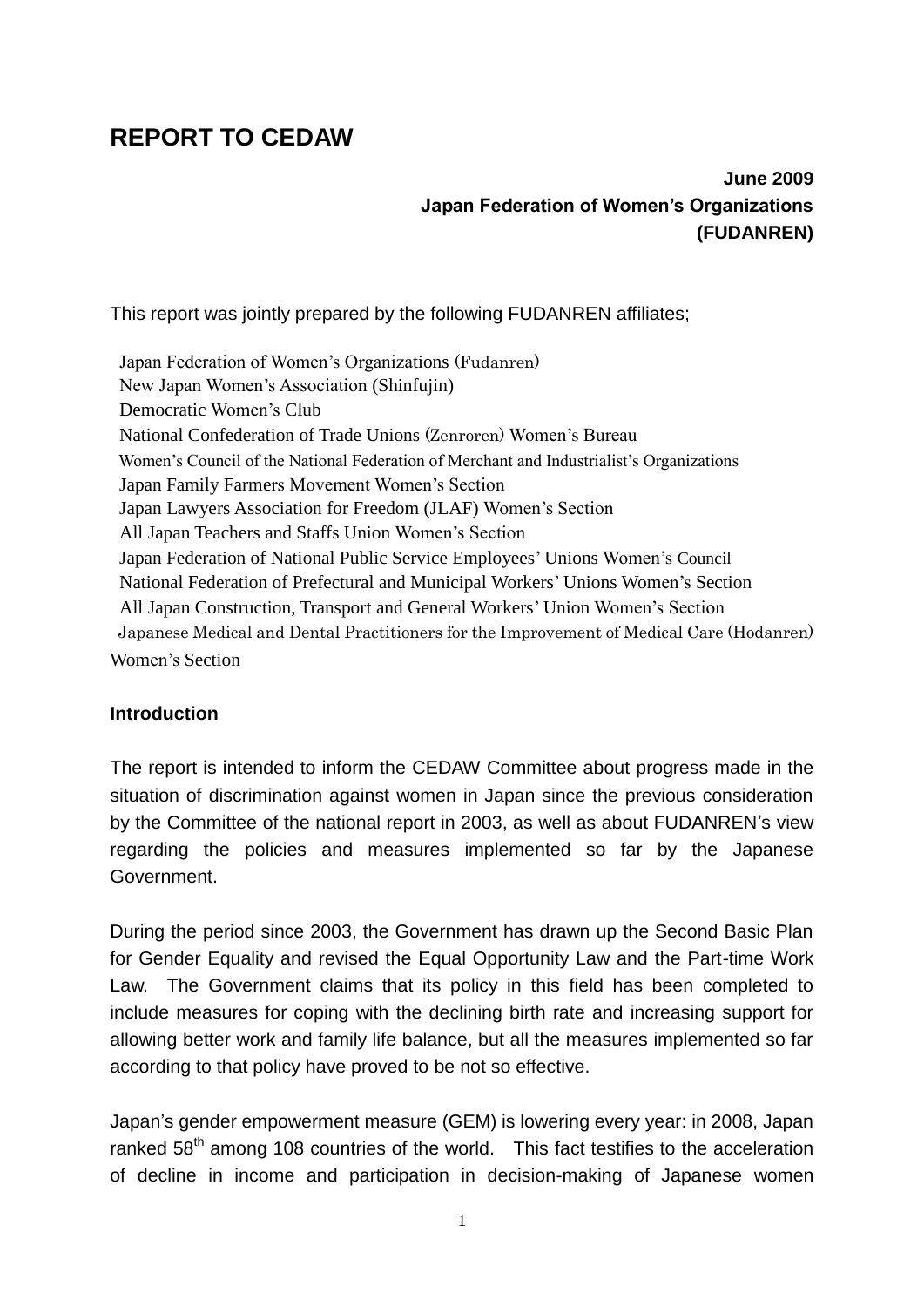# REPORT TO CEDAW

**June 2009**
**Japan Federation of Women's Organizations**
**(FUDANREN)**

This report was jointly prepared by the following FUDANREN affiliates;

Japan Federation of Women's Organizations (Fudanren)
New Japan Women's Association (Shinfujin)
Democratic Women's Club
National Confederation of Trade Unions (Zenroren) Women's Bureau
Women's Council of the National Federation of Merchant and Industrialist's Organizations
Japan Family Farmers Movement Women's Section
Japan Lawyers Association for Freedom (JLAF) Women's Section
All Japan Teachers and Staffs Union Women's Section
Japan Federation of National Public Service Employees' Unions Women's Council
National Federation of Prefectural and Municipal Workers' Unions Women's Section
All Japan Construction, Transport and General Workers' Union Women's Section
Japanese Medical and Dental Practitioners for the Improvement of Medical Care (Hodanren) Women's Section

### Introduction

The report is intended to inform the CEDAW Committee about progress made in the situation of discrimination against women in Japan since the previous consideration by the Committee of the national report in 2003, as well as about FUDANREN's view regarding the policies and measures implemented so far by the Japanese Government.

During the period since 2003, the Government has drawn up the Second Basic Plan for Gender Equality and revised the Equal Opportunity Law and the Part-time Work Law. The Government claims that its policy in this field has been completed to include measures for coping with the declining birth rate and increasing support for allowing better work and family life balance, but all the measures implemented so far according to that policy have proved to be not so effective.

Japan's gender empowerment measure (GEM) is lowering every year: in 2008, Japan ranked 58th among 108 countries of the world. This fact testifies to the acceleration of decline in income and participation in decision-making of Japanese women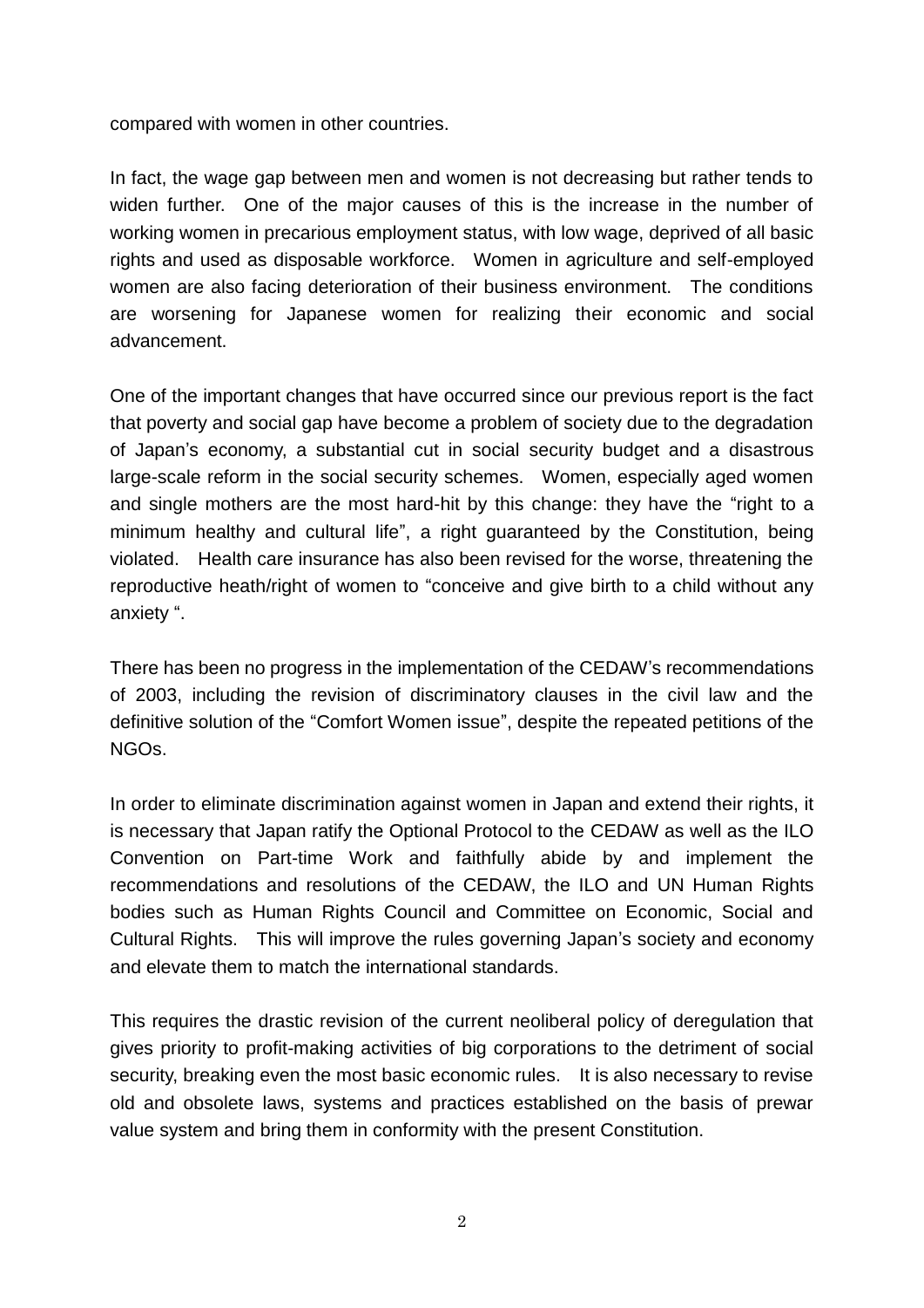compared with women in other countries.

In fact, the wage gap between men and women is not decreasing but rather tends to widen further. One of the major causes of this is the increase in the number of working women in precarious employment status, with low wage, deprived of all basic rights and used as disposable workforce. Women in agriculture and self-employed women are also facing deterioration of their business environment. The conditions are worsening for Japanese women for realizing their economic and social advancement.

One of the important changes that have occurred since our previous report is the fact that poverty and social gap have become a problem of society due to the degradation of Japan's economy, a substantial cut in social security budget and a disastrous large-scale reform in the social security schemes. Women, especially aged women and single mothers are the most hard-hit by this change: they have the "right to a minimum healthy and cultural life", a right guaranteed by the Constitution, being violated. Health care insurance has also been revised for the worse, threatening the reproductive heath/right of women to "conceive and give birth to a child without any anxiety ".

There has been no progress in the implementation of the CEDAW's recommendations of 2003, including the revision of discriminatory clauses in the civil law and the definitive solution of the "Comfort Women issue", despite the repeated petitions of the NGOs.

In order to eliminate discrimination against women in Japan and extend their rights, it is necessary that Japan ratify the Optional Protocol to the CEDAW as well as the ILO Convention on Part-time Work and faithfully abide by and implement the recommendations and resolutions of the CEDAW, the ILO and UN Human Rights bodies such as Human Rights Council and Committee on Economic, Social and Cultural Rights. This will improve the rules governing Japan's society and economy and elevate them to match the international standards.

This requires the drastic revision of the current neoliberal policy of deregulation that gives priority to profit-making activities of big corporations to the detriment of social security, breaking even the most basic economic rules. It is also necessary to revise old and obsolete laws, systems and practices established on the basis of prewar value system and bring them in conformity with the present Constitution.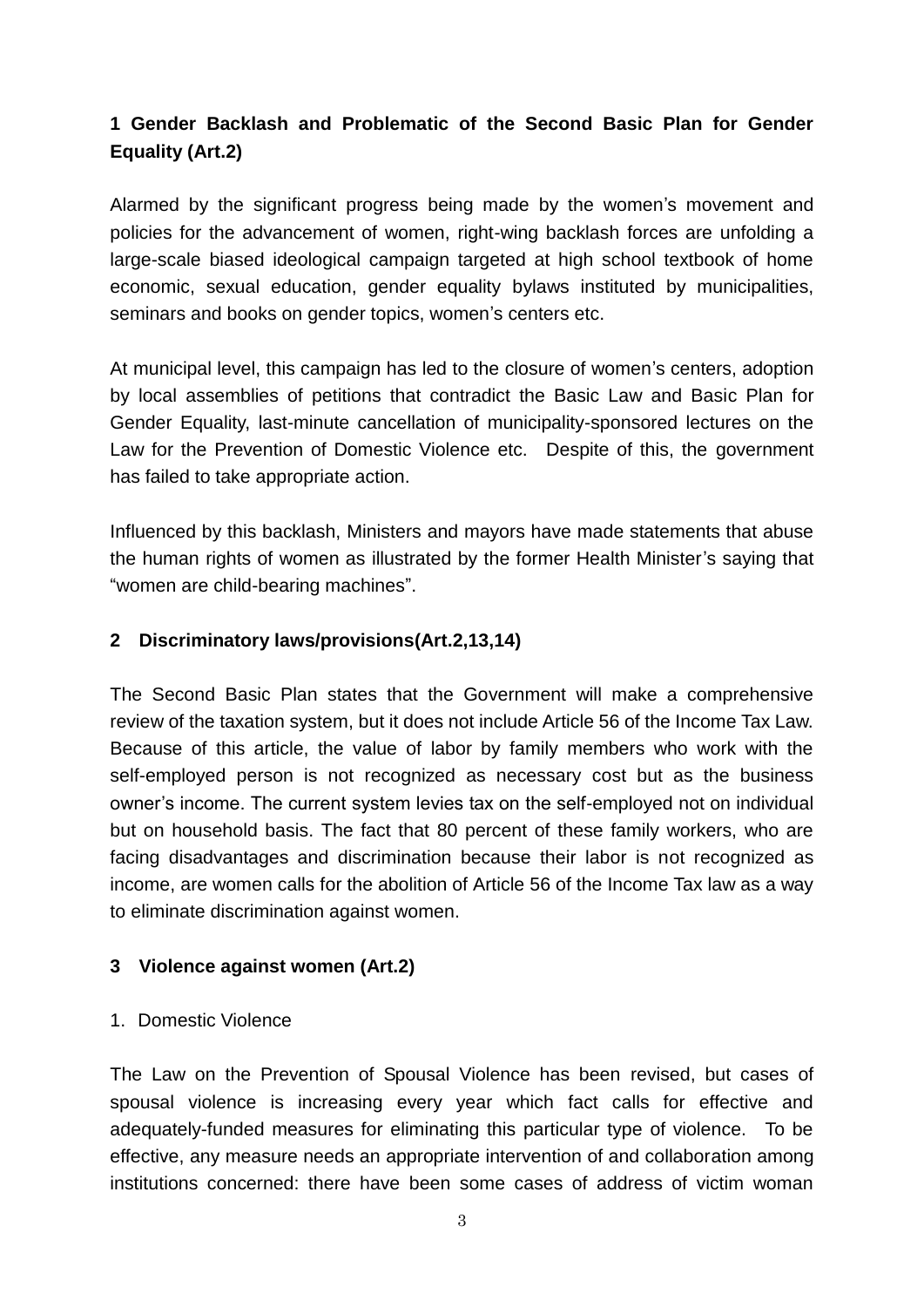## 1 Gender Backlash and Problematic of the Second Basic Plan for Gender Equality (Art.2)

Alarmed by the significant progress being made by the women's movement and policies for the advancement of women, right-wing backlash forces are unfolding a large-scale biased ideological campaign targeted at high school textbook of home economic, sexual education, gender equality bylaws instituted by municipalities, seminars and books on gender topics, women's centers etc.

At municipal level, this campaign has led to the closure of women's centers, adoption by local assemblies of petitions that contradict the Basic Law and Basic Plan for Gender Equality, last-minute cancellation of municipality-sponsored lectures on the Law for the Prevention of Domestic Violence etc. Despite of this, the government has failed to take appropriate action.

Influenced by this backlash, Ministers and mayors have made statements that abuse the human rights of women as illustrated by the former Health Minister's saying that "women are child-bearing machines".

## 2 Discriminatory laws/provisions(Art.2,13,14)

The Second Basic Plan states that the Government will make a comprehensive review of the taxation system, but it does not include Article 56 of the Income Tax Law. Because of this article, the value of labor by family members who work with the self-employed person is not recognized as necessary cost but as the business owner's income. The current system levies tax on the self-employed not on individual but on household basis. The fact that 80 percent of these family workers, who are facing disadvantages and discrimination because their labor is not recognized as income, are women calls for the abolition of Article 56 of the Income Tax law as a way to eliminate discrimination against women.

## 3 Violence against women (Art.2)

1. Domestic Violence

The Law on the Prevention of Spousal Violence has been revised, but cases of spousal violence is increasing every year which fact calls for effective and adequately-funded measures for eliminating this particular type of violence. To be effective, any measure needs an appropriate intervention of and collaboration among institutions concerned: there have been some cases of address of victim woman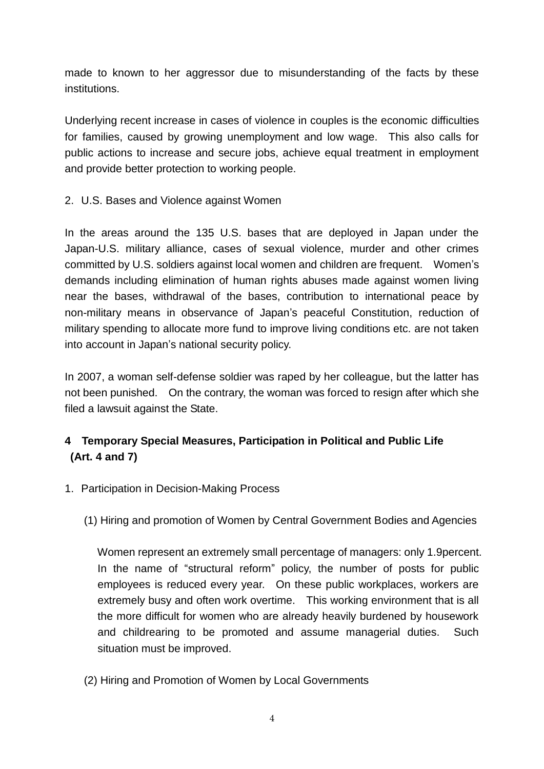made to known to her aggressor due to misunderstanding of the facts by these institutions.

Underlying recent increase in cases of violence in couples is the economic difficulties for families, caused by growing unemployment and low wage. This also calls for public actions to increase and secure jobs, achieve equal treatment in employment and provide better protection to working people.

2. U.S. Bases and Violence against Women

In the areas around the 135 U.S. bases that are deployed in Japan under the Japan-U.S. military alliance, cases of sexual violence, murder and other crimes committed by U.S. soldiers against local women and children are frequent. Women's demands including elimination of human rights abuses made against women living near the bases, withdrawal of the bases, contribution to international peace by non-military means in observance of Japan's peaceful Constitution, reduction of military spending to allocate more fund to improve living conditions etc. are not taken into account in Japan's national security policy.

In 2007, a woman self-defense soldier was raped by her colleague, but the latter has not been punished. On the contrary, the woman was forced to resign after which she filed a lawsuit against the State.

## 4 Temporary Special Measures, Participation in Political and Public Life (Art. 4 and 7)

1. Participation in Decision-Making Process

(1) Hiring and promotion of Women by Central Government Bodies and Agencies

Women represent an extremely small percentage of managers: only 1.9percent. In the name of "structural reform" policy, the number of posts for public employees is reduced every year. On these public workplaces, workers are extremely busy and often work overtime. This working environment that is all the more difficult for women who are already heavily burdened by housework and childrearing to be promoted and assume managerial duties. Such situation must be improved.

(2) Hiring and Promotion of Women by Local Governments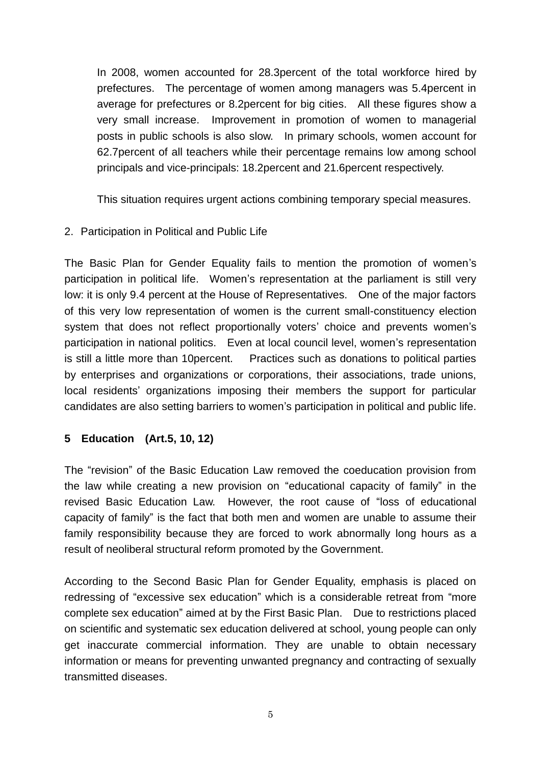In 2008, women accounted for 28.3percent of the total workforce hired by prefectures. The percentage of women among managers was 5.4percent in average for prefectures or 8.2percent for big cities. All these figures show a very small increase. Improvement in promotion of women to managerial posts in public schools is also slow. In primary schools, women account for 62.7percent of all teachers while their percentage remains low among school principals and vice-principals: 18.2percent and 21.6percent respectively.

This situation requires urgent actions combining temporary special measures.

2. Participation in Political and Public Life

The Basic Plan for Gender Equality fails to mention the promotion of women's participation in political life. Women's representation at the parliament is still very low: it is only 9.4 percent at the House of Representatives. One of the major factors of this very low representation of women is the current small-constituency election system that does not reflect proportionally voters' choice and prevents women's participation in national politics. Even at local council level, women's representation is still a little more than 10percent. Practices such as donations to political parties by enterprises and organizations or corporations, their associations, trade unions, local residents' organizations imposing their members the support for particular candidates are also setting barriers to women's participation in political and public life.

**5 Education (Art.5, 10, 12)**

The "revision" of the Basic Education Law removed the coeducation provision from the law while creating a new provision on "educational capacity of family" in the revised Basic Education Law. However, the root cause of "loss of educational capacity of family" is the fact that both men and women are unable to assume their family responsibility because they are forced to work abnormally long hours as a result of neoliberal structural reform promoted by the Government.

According to the Second Basic Plan for Gender Equality, emphasis is placed on redressing of "excessive sex education" which is a considerable retreat from "more complete sex education" aimed at by the First Basic Plan. Due to restrictions placed on scientific and systematic sex education delivered at school, young people can only get inaccurate commercial information. They are unable to obtain necessary information or means for preventing unwanted pregnancy and contracting of sexually transmitted diseases.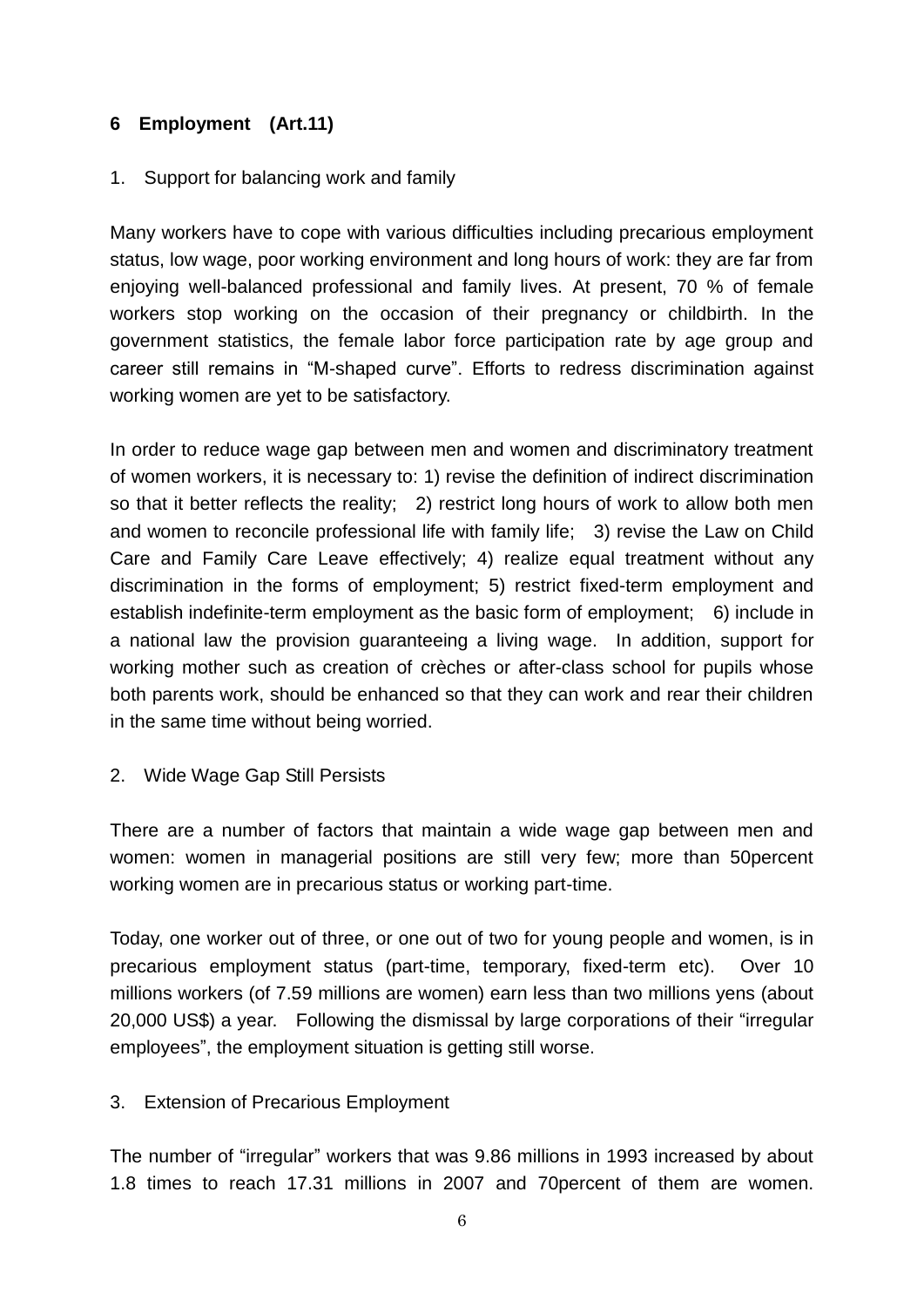## 6 Employment (Art.11)

1. Support for balancing work and family

Many workers have to cope with various difficulties including precarious employment status, low wage, poor working environment and long hours of work: they are far from enjoying well-balanced professional and family lives. At present, 70 % of female workers stop working on the occasion of their pregnancy or childbirth. In the government statistics, the female labor force participation rate by age group and career still remains in "M-shaped curve". Efforts to redress discrimination against working women are yet to be satisfactory.

In order to reduce wage gap between men and women and discriminatory treatment of women workers, it is necessary to: 1) revise the definition of indirect discrimination so that it better reflects the reality; 2) restrict long hours of work to allow both men and women to reconcile professional life with family life; 3) revise the Law on Child Care and Family Care Leave effectively; 4) realize equal treatment without any discrimination in the forms of employment; 5) restrict fixed-term employment and establish indefinite-term employment as the basic form of employment; 6) include in a national law the provision guaranteeing a living wage. In addition, support for working mother such as creation of crèches or after-class school for pupils whose both parents work, should be enhanced so that they can work and rear their children in the same time without being worried.

2. Wide Wage Gap Still Persists

There are a number of factors that maintain a wide wage gap between men and women: women in managerial positions are still very few; more than 50percent working women are in precarious status or working part-time.

Today, one worker out of three, or one out of two for young people and women, is in precarious employment status (part-time, temporary, fixed-term etc). Over 10 millions workers (of 7.59 millions are women) earn less than two millions yens (about 20,000 US$) a year. Following the dismissal by large corporations of their "irregular employees", the employment situation is getting still worse.

3. Extension of Precarious Employment

The number of "irregular" workers that was 9.86 millions in 1993 increased by about 1.8 times to reach 17.31 millions in 2007 and 70percent of them are women.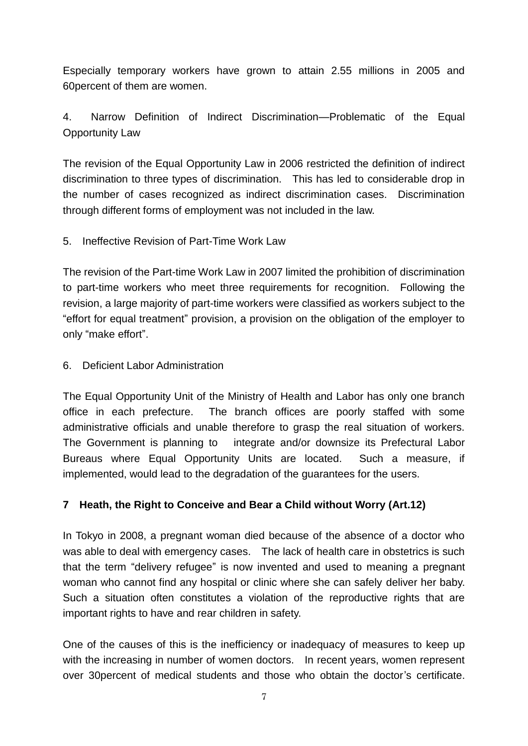Especially temporary workers have grown to attain 2.55 millions in 2005 and 60percent of them are women.

4. Narrow Definition of Indirect Discrimination—Problematic of the Equal Opportunity Law

The revision of the Equal Opportunity Law in 2006 restricted the definition of indirect discrimination to three types of discrimination. This has led to considerable drop in the number of cases recognized as indirect discrimination cases. Discrimination through different forms of employment was not included in the law.

5. Ineffective Revision of Part-Time Work Law

The revision of the Part-time Work Law in 2007 limited the prohibition of discrimination to part-time workers who meet three requirements for recognition. Following the revision, a large majority of part-time workers were classified as workers subject to the "effort for equal treatment" provision, a provision on the obligation of the employer to only "make effort".

6. Deficient Labor Administration

The Equal Opportunity Unit of the Ministry of Health and Labor has only one branch office in each prefecture. The branch offices are poorly staffed with some administrative officials and unable therefore to grasp the real situation of workers. The Government is planning to integrate and/or downsize its Prefectural Labor Bureaus where Equal Opportunity Units are located. Such a measure, if implemented, would lead to the degradation of the guarantees for the users.

**7 Heath, the Right to Conceive and Bear a Child without Worry (Art.12)**

In Tokyo in 2008, a pregnant woman died because of the absence of a doctor who was able to deal with emergency cases. The lack of health care in obstetrics is such that the term "delivery refugee" is now invented and used to meaning a pregnant woman who cannot find any hospital or clinic where she can safely deliver her baby. Such a situation often constitutes a violation of the reproductive rights that are important rights to have and rear children in safety.

One of the causes of this is the inefficiency or inadequacy of measures to keep up with the increasing in number of women doctors. In recent years, women represent over 30percent of medical students and those who obtain the doctor's certificate.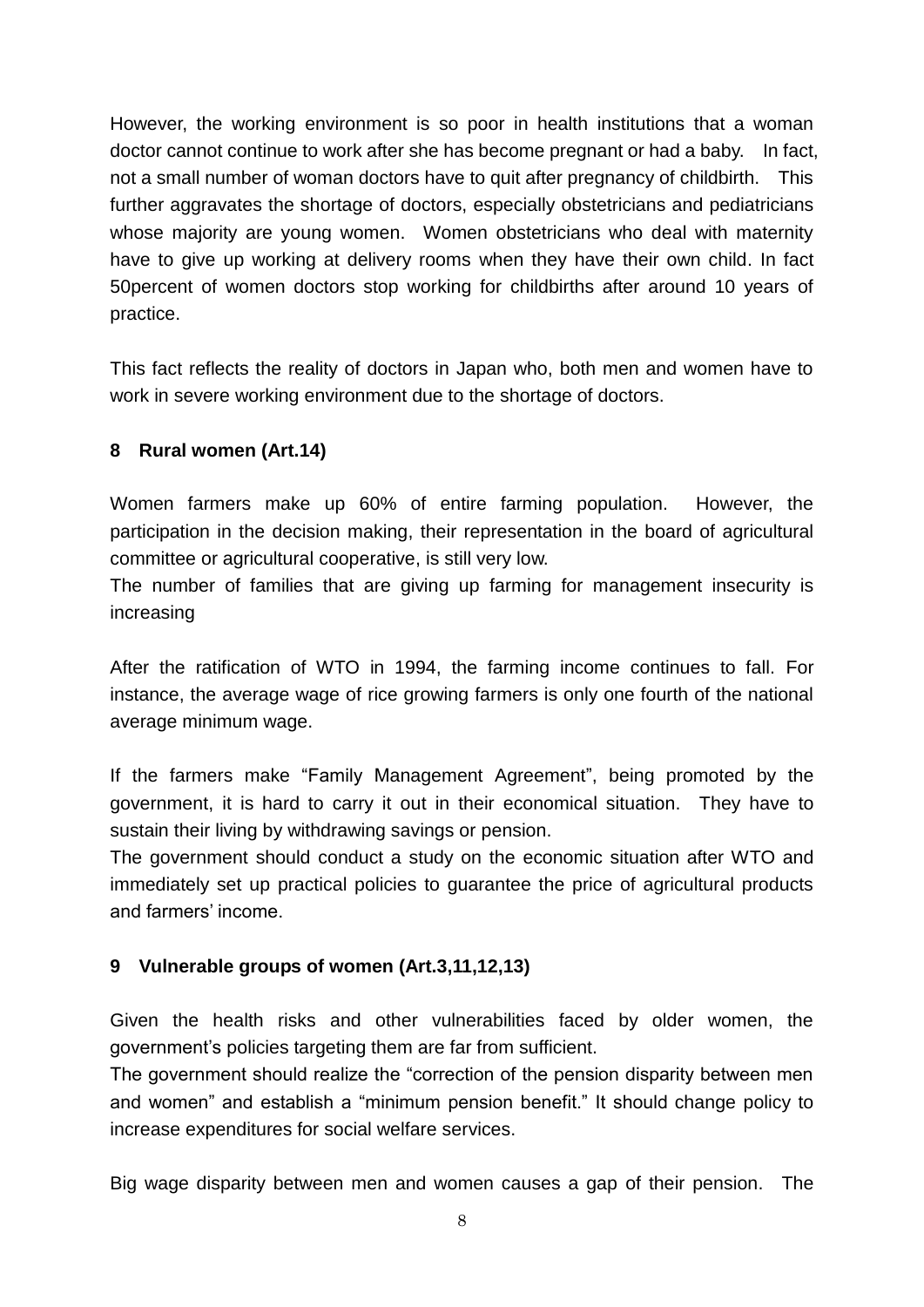However, the working environment is so poor in health institutions that a woman doctor cannot continue to work after she has become pregnant or had a baby. In fact, not a small number of woman doctors have to quit after pregnancy of childbirth. This further aggravates the shortage of doctors, especially obstetricians and pediatricians whose majority are young women. Women obstetricians who deal with maternity have to give up working at delivery rooms when they have their own child. In fact 50percent of women doctors stop working for childbirths after around 10 years of practice.

This fact reflects the reality of doctors in Japan who, both men and women have to work in severe working environment due to the shortage of doctors.

### 8 Rural women (Art.14)

Women farmers make up 60% of entire farming population. However, the participation in the decision making, their representation in the board of agricultural committee or agricultural cooperative, is still very low.
The number of families that are giving up farming for management insecurity is increasing

After the ratification of WTO in 1994, the farming income continues to fall. For instance, the average wage of rice growing farmers is only one fourth of the national average minimum wage.

If the farmers make "Family Management Agreement", being promoted by the government, it is hard to carry it out in their economical situation. They have to sustain their living by withdrawing savings or pension.
The government should conduct a study on the economic situation after WTO and immediately set up practical policies to guarantee the price of agricultural products and farmers' income.

### 9 Vulnerable groups of women (Art.3,11,12,13)

Given the health risks and other vulnerabilities faced by older women, the government's policies targeting them are far from sufficient.
The government should realize the "correction of the pension disparity between men and women" and establish a "minimum pension benefit." It should change policy to increase expenditures for social welfare services.

Big wage disparity between men and women causes a gap of their pension. The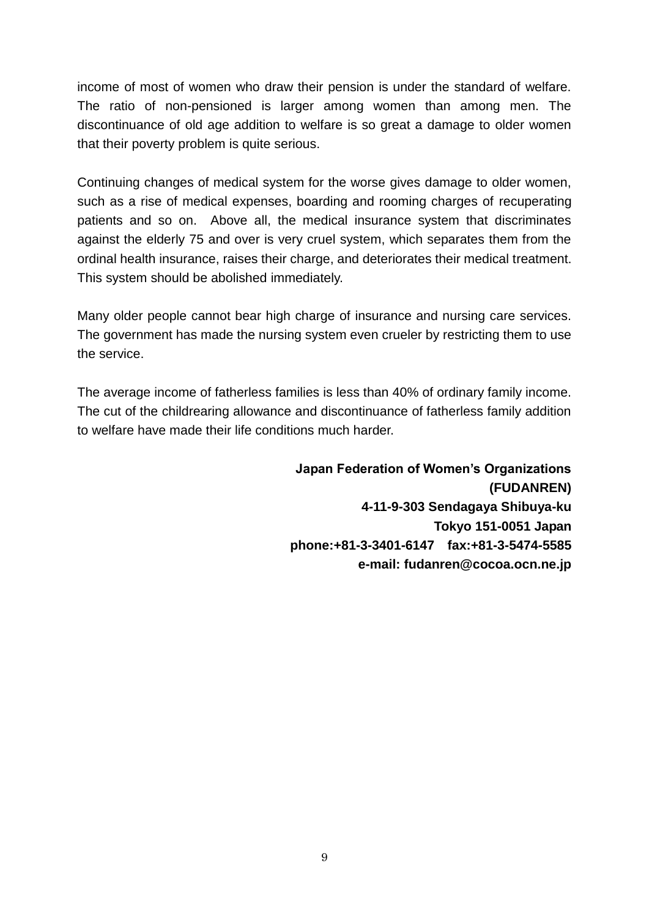income of most of women who draw their pension is under the standard of welfare. The ratio of non-pensioned is larger among women than among men. The discontinuance of old age addition to welfare is so great a damage to older women that their poverty problem is quite serious.

Continuing changes of medical system for the worse gives damage to older women, such as a rise of medical expenses, boarding and rooming charges of recuperating patients and so on. Above all, the medical insurance system that discriminates against the elderly 75 and over is very cruel system, which separates them from the ordinal health insurance, raises their charge, and deteriorates their medical treatment. This system should be abolished immediately.

Many older people cannot bear high charge of insurance and nursing care services. The government has made the nursing system even crueler by restricting them to use the service.

The average income of fatherless families is less than 40% of ordinary family income. The cut of the childrearing allowance and discontinuance of fatherless family addition to welfare have made their life conditions much harder.

**Japan Federation of Women's Organizations**
**(FUDANREN)**
**4-11-9-303 Sendagaya Shibuya-ku**
**Tokyo 151-0051 Japan**
**phone:+81-3-3401-6147 fax:+81-3-5474-5585**
**e-mail: fudanren@cocoa.ocn.ne.jp**